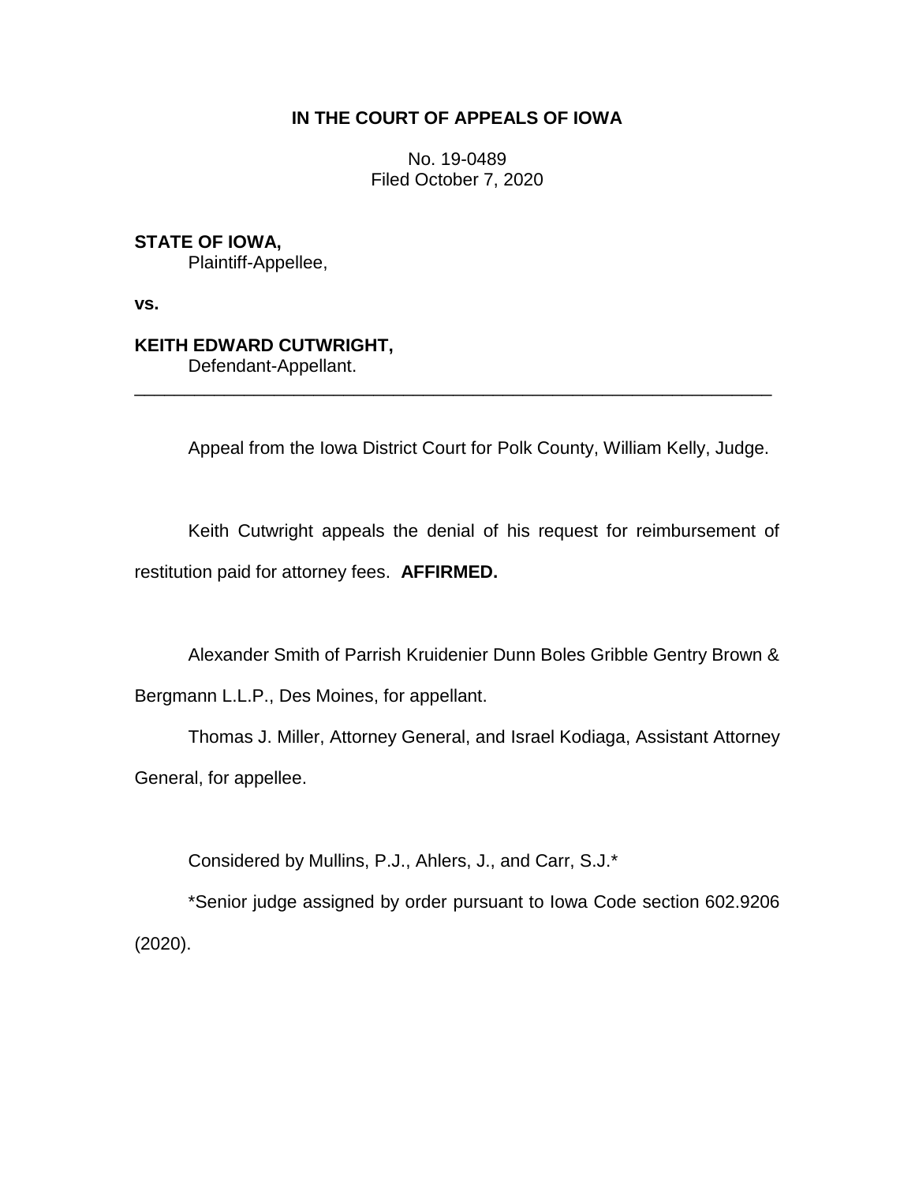**IN THE COURT OF APPEALS OF IOWA**

No. 19-0489
Filed October 7, 2020

**STATE OF IOWA,**
Plaintiff-Appellee,

**vs.**

**KEITH EDWARD CUTWRIGHT,**
Defendant-Appellant.

---

Appeal from the Iowa District Court for Polk County, William Kelly, Judge.

Keith Cutwright appeals the denial of his request for reimbursement of restitution paid for attorney fees. **AFFIRMED.**

Alexander Smith of Parrish Kruidenier Dunn Boles Gribble Gentry Brown & Bergmann L.L.P., Des Moines, for appellant.

Thomas J. Miller, Attorney General, and Israel Kodiaga, Assistant Attorney General, for appellee.

Considered by Mullins, P.J., Ahlers, J., and Carr, S.J.*

*Senior judge assigned by order pursuant to Iowa Code section 602.9206 (2020).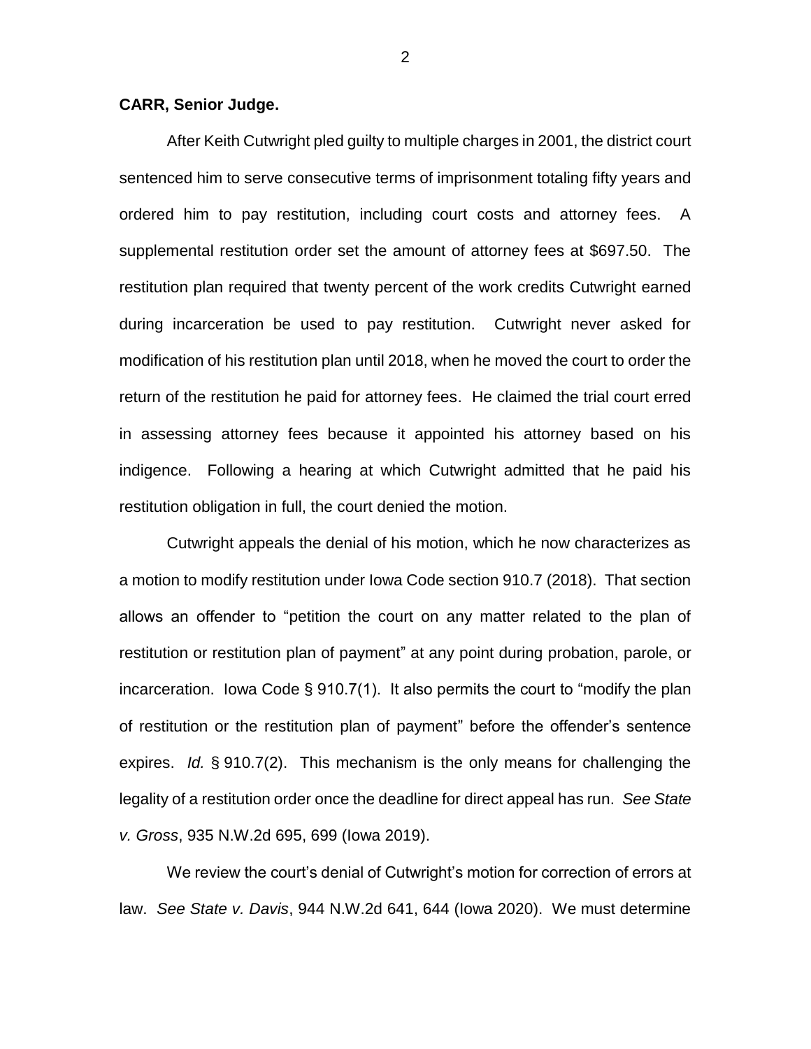**CARR, Senior Judge.**

After Keith Cutwright pled guilty to multiple charges in 2001, the district court sentenced him to serve consecutive terms of imprisonment totaling fifty years and ordered him to pay restitution, including court costs and attorney fees. A supplemental restitution order set the amount of attorney fees at $697.50. The restitution plan required that twenty percent of the work credits Cutwright earned during incarceration be used to pay restitution. Cutwright never asked for modification of his restitution plan until 2018, when he moved the court to order the return of the restitution he paid for attorney fees. He claimed the trial court erred in assessing attorney fees because it appointed his attorney based on his indigence. Following a hearing at which Cutwright admitted that he paid his restitution obligation in full, the court denied the motion.

Cutwright appeals the denial of his motion, which he now characterizes as a motion to modify restitution under Iowa Code section 910.7 (2018). That section allows an offender to "petition the court on any matter related to the plan of restitution or restitution plan of payment" at any point during probation, parole, or incarceration. Iowa Code § 910.7(1). It also permits the court to "modify the plan of restitution or the restitution plan of payment" before the offender's sentence expires. *Id.* § 910.7(2). This mechanism is the only means for challenging the legality of a restitution order once the deadline for direct appeal has run. *See State v. Gross*, 935 N.W.2d 695, 699 (Iowa 2019).

We review the court's denial of Cutwright's motion for correction of errors at law. *See State v. Davis*, 944 N.W.2d 641, 644 (Iowa 2020). We must determine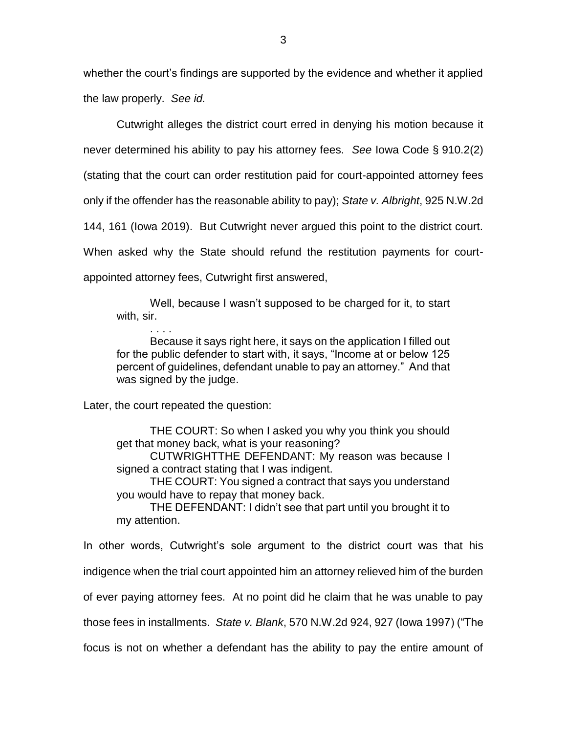whether the court's findings are supported by the evidence and whether it applied the law properly. *See id.*

Cutwright alleges the district court erred in denying his motion because it never determined his ability to pay his attorney fees. *See* Iowa Code § 910.2(2) (stating that the court can order restitution paid for court-appointed attorney fees only if the offender has the reasonable ability to pay); *State v. Albright*, 925 N.W.2d 144, 161 (Iowa 2019). But Cutwright never argued this point to the district court. When asked why the State should refund the restitution payments for court-appointed attorney fees, Cutwright first answered,

> Well, because I wasn't supposed to be charged for it, to start with, sir.
>
> . . . .
>
> Because it says right here, it says on the application I filled out for the public defender to start with, it says, "Income at or below 125 percent of guidelines, defendant unable to pay an attorney." And that was signed by the judge.

Later, the court repeated the question:

> THE COURT: So when I asked you why you think you should get that money back, what is your reasoning?
>
> CUTWRIGHTTHE DEFENDANT: My reason was because I signed a contract stating that I was indigent.
>
> THE COURT: You signed a contract that says you understand you would have to repay that money back.
>
> THE DEFENDANT: I didn't see that part until you brought it to my attention.

In other words, Cutwright's sole argument to the district court was that his indigence when the trial court appointed him an attorney relieved him of the burden of ever paying attorney fees. At no point did he claim that he was unable to pay those fees in installments. *State v. Blank*, 570 N.W.2d 924, 927 (Iowa 1997) ("The focus is not on whether a defendant has the ability to pay the entire amount of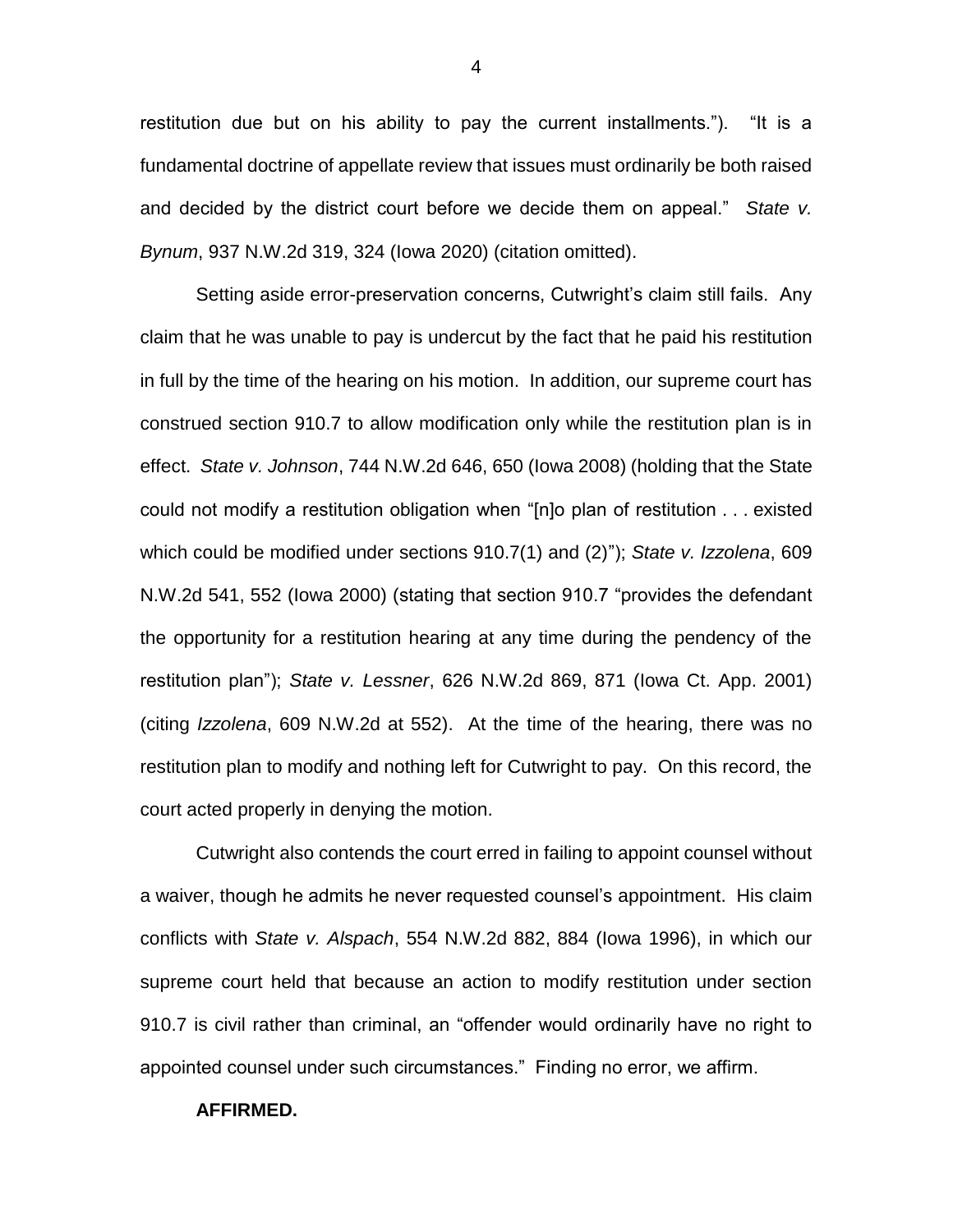restitution due but on his ability to pay the current installments."). "It is a fundamental doctrine of appellate review that issues must ordinarily be both raised and decided by the district court before we decide them on appeal." *State v. Bynum*, 937 N.W.2d 319, 324 (Iowa 2020) (citation omitted).

Setting aside error-preservation concerns, Cutwright's claim still fails. Any claim that he was unable to pay is undercut by the fact that he paid his restitution in full by the time of the hearing on his motion. In addition, our supreme court has construed section 910.7 to allow modification only while the restitution plan is in effect. *State v. Johnson*, 744 N.W.2d 646, 650 (Iowa 2008) (holding that the State could not modify a restitution obligation when "[n]o plan of restitution . . . existed which could be modified under sections 910.7(1) and (2)"); *State v. Izzolena*, 609 N.W.2d 541, 552 (Iowa 2000) (stating that section 910.7 "provides the defendant the opportunity for a restitution hearing at any time during the pendency of the restitution plan"); *State v. Lessner*, 626 N.W.2d 869, 871 (Iowa Ct. App. 2001) (citing *Izzolena*, 609 N.W.2d at 552). At the time of the hearing, there was no restitution plan to modify and nothing left for Cutwright to pay. On this record, the court acted properly in denying the motion.

Cutwright also contends the court erred in failing to appoint counsel without a waiver, though he admits he never requested counsel's appointment. His claim conflicts with *State v. Alspach*, 554 N.W.2d 882, 884 (Iowa 1996), in which our supreme court held that because an action to modify restitution under section 910.7 is civil rather than criminal, an "offender would ordinarily have no right to appointed counsel under such circumstances." Finding no error, we affirm.

**AFFIRMED.**